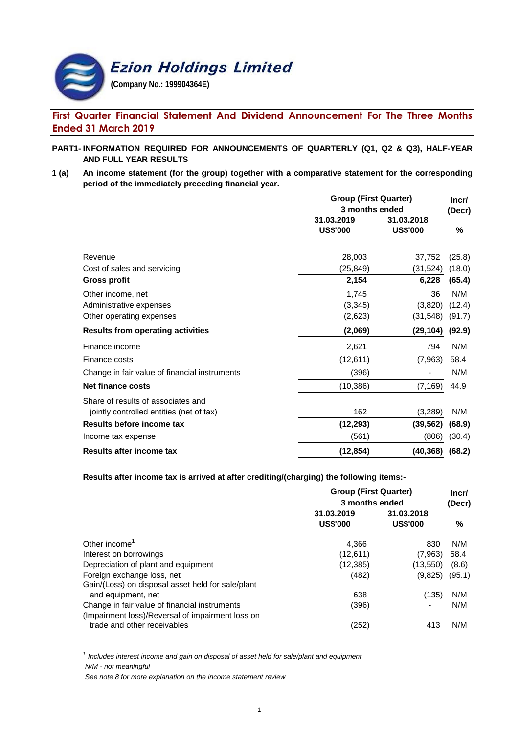# Ezion Holdings Limited

**(Company No.: 199904364E)**

## First Quarter Financial Statement And Dividend Announcement For The Three Months Ended 31 March 2019

**PART1- INFORMATION REQUIRED FOR ANNOUNCEMENTS OF QUARTERLY (Q1, Q2 & Q3), HALF-YEAR AND FULL YEAR RESULTS**

**1 (a) An income statement (for the group) together with a comparative statement for the corresponding period of the immediately preceding financial year.**

| | Group (First Quarter) 3 months ended | | Incr/ (Decr) |
|---|---|---|---|
| | 31.03.2019 US$'000 | 31.03.2018 US$'000 | % |
| Revenue | 28,003 | 37,752 | (25.8) |
| Cost of sales and servicing | (25,849) | (31,524) | (18.0) |
| **Gross profit** | **2,154** | **6,228** | **(65.4)** |
| Other income, net | 1,745 | 36 | N/M |
| Administrative expenses | (3,345) | (3,820) | (12.4) |
| Other operating expenses | (2,623) | (31,548) | (91.7) |
| **Results from operating activities** | **(2,069)** | **(29,104)** | **(92.9)** |
| Finance income | 2,621 | 794 | N/M |
| Finance costs | (12,611) | (7,963) | 58.4 |
| Change in fair value of financial instruments | (396) | - | N/M |
| **Net finance costs** | (10,386) | (7,169) | 44.9 |
| Share of results of associates and jointly controlled entities (net of tax) | 162 | (3,289) | N/M |
| **Results before income tax** | **(12,293)** | **(39,562)** | **(68.9)** |
| Income tax expense | (561) | (806) | (30.4) |
| **Results after income tax** | **(12,854)** | **(40,368)** | **(68.2)** |

**Results after income tax is arrived at after crediting/(charging) the following items:-**

| | Group (First Quarter) 3 months ended | | Incr/ (Decr) |
|---|---|---|---|
| | 31.03.2019 US$'000 | 31.03.2018 US$'000 | % |
| Other income[1] | 4,366 | 830 | N/M |
| Interest on borrowings | (12,611) | (7,963) | 58.4 |
| Depreciation of plant and equipment | (12,385) | (13,550) | (8.6) |
| Foreign exchange loss, net | (482) | (9,825) | (95.1) |
| Gain/(Loss) on disposal asset held for sale/plant and equipment, net | 638 | (135) | N/M |
| Change in fair value of financial instruments | (396) | - | N/M |
| (Impairment loss)/Reversal of impairment loss on trade and other receivables | (252) | 413 | N/M |

[1] *Includes interest income and gain on disposal of asset held for sale/plant and equipment*

*N/M - not meaningful*

*See note 8 for more explanation on the income statement review*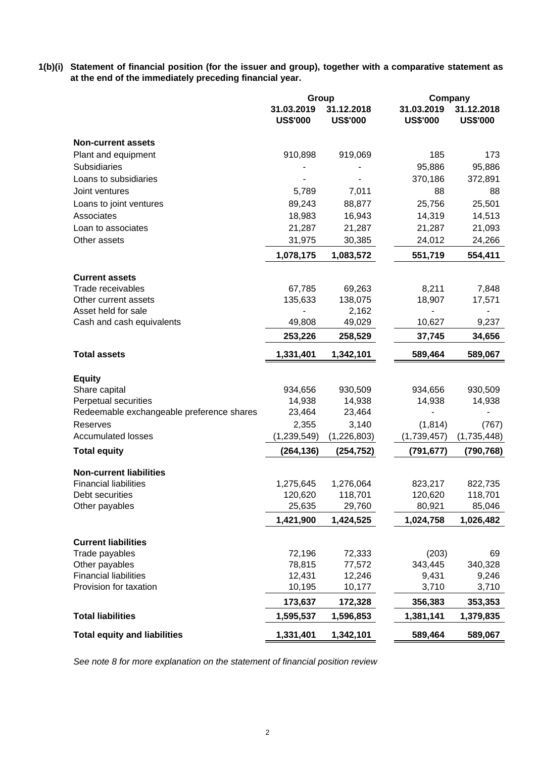**1(b)(i) Statement of financial position (for the issuer and group), together with a comparative statement as at the end of the immediately preceding financial year.**

| | Group | | Company | |
|---|---|---|---|---|
| | 31.03.2019 | 31.12.2018 | 31.03.2019 | 31.12.2018 |
| | US$'000 | US$'000 | US$'000 | US$'000 |
| **Non-current assets** | | | | |
| Plant and equipment | 910,898 | 919,069 | 185 | 173 |
| Subsidiaries | - | - | 95,886 | 95,886 |
| Loans to subsidiaries | - | - | 370,186 | 372,891 |
| Joint ventures | 5,789 | 7,011 | 88 | 88 |
| Loans to joint ventures | 89,243 | 88,877 | 25,756 | 25,501 |
| Associates | 18,983 | 16,943 | 14,319 | 14,513 |
| Loan to associates | 21,287 | 21,287 | 21,287 | 21,093 |
| Other assets | 31,975 | 30,385 | 24,012 | 24,266 |
| | **1,078,175** | **1,083,572** | **551,719** | **554,411** |
| **Current assets** | | | | |
| Trade receivables | 67,785 | 69,263 | 8,211 | 7,848 |
| Other current assets | 135,633 | 138,075 | 18,907 | 17,571 |
| Asset held for sale | - | 2,162 | - | - |
| Cash and cash equivalents | 49,808 | 49,029 | 10,627 | 9,237 |
| | **253,226** | **258,529** | **37,745** | **34,656** |
| **Total assets** | **1,331,401** | **1,342,101** | **589,464** | **589,067** |
| **Equity** | | | | |
| Share capital | 934,656 | 930,509 | 934,656 | 930,509 |
| Perpetual securities | 14,938 | 14,938 | 14,938 | 14,938 |
| Redeemable exchangeable preference shares | 23,464 | 23,464 | - | - |
| Reserves | 2,355 | 3,140 | (1,814) | (767) |
| Accumulated losses | (1,239,549) | (1,226,803) | (1,739,457) | (1,735,448) |
| **Total equity** | **(264,136)** | **(254,752)** | **(791,677)** | **(790,768)** |
| **Non-current liabilities** | | | | |
| Financial liabilities | 1,275,645 | 1,276,064 | 823,217 | 822,735 |
| Debt securities | 120,620 | 118,701 | 120,620 | 118,701 |
| Other payables | 25,635 | 29,760 | 80,921 | 85,046 |
| | **1,421,900** | **1,424,525** | **1,024,758** | **1,026,482** |
| **Current liabilities** | | | | |
| Trade payables | 72,196 | 72,333 | (203) | 69 |
| Other payables | 78,815 | 77,572 | 343,445 | 340,328 |
| Financial liabilities | 12,431 | 12,246 | 9,431 | 9,246 |
| Provision for taxation | 10,195 | 10,177 | 3,710 | 3,710 |
| | **173,637** | **172,328** | **356,383** | **353,353** |
| **Total liabilities** | **1,595,537** | **1,596,853** | **1,381,141** | **1,379,835** |
| **Total equity and liabilities** | **1,331,401** | **1,342,101** | **589,464** | **589,067** |

*See note 8 for more explanation on the statement of financial position review*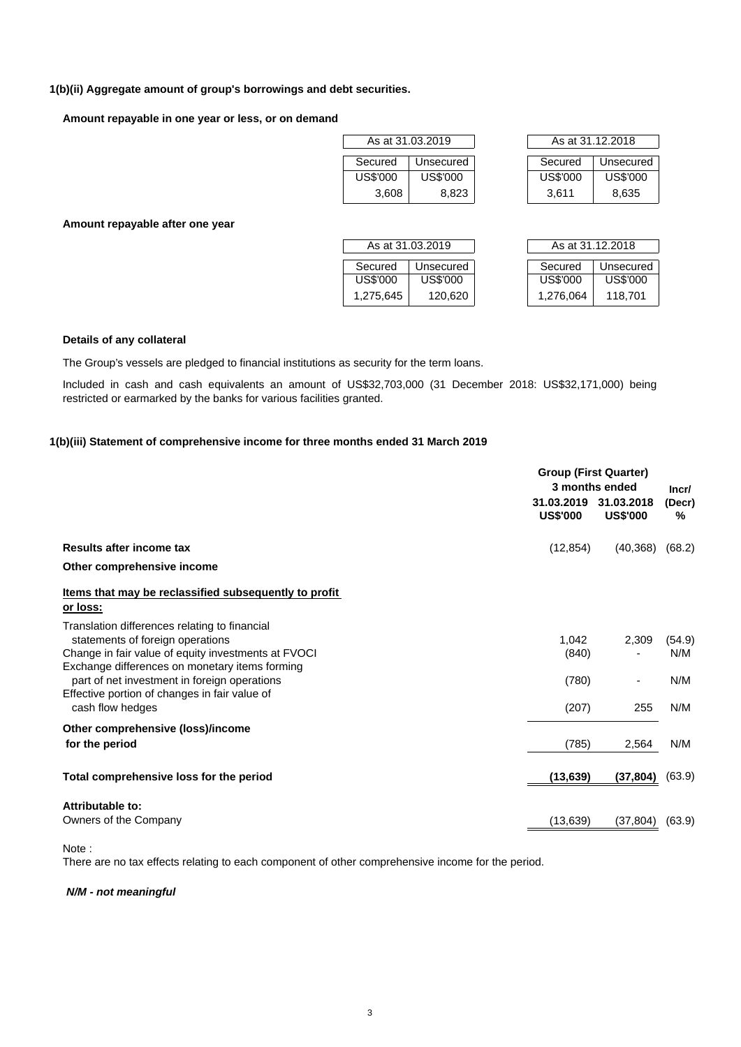### 1(b)(ii) Aggregate amount of group's borrowings and debt securities.

**Amount repayable in one year or less, or on demand**

| As at 31.03.2019 | | As at 31.12.2018 | |
|---|---|---|---|
| Secured | Unsecured | Secured | Unsecured |
| US$'000 | US$'000 | US$'000 | US$'000 |
| 3,608 | 8,823 | 3,611 | 8,635 |

**Amount repayable after one year**

| As at 31.03.2019 | | As at 31.12.2018 | |
|---|---|---|---|
| Secured | Unsecured | Secured | Unsecured |
| US$'000 | US$'000 | US$'000 | US$'000 |
| 1,275,645 | 120,620 | 1,276,064 | 118,701 |

**Details of any collateral**

The Group's vessels are pledged to financial institutions as security for the term loans.

Included in cash and cash equivalents an amount of US$32,703,000 (31 December 2018: US$32,171,000) being restricted or earmarked by the banks for various facilities granted.

### 1(b)(iii) Statement of comprehensive income for three months ended 31 March 2019

| | Group (First Quarter) 3 months ended | | Incr/ (Decr) |
|---|---|---|---|
| | 31.03.2019 US$'000 | 31.03.2018 US$'000 | % |
| **Results after income tax** | (12,854) | (40,368) | (68.2) |
| **Other comprehensive income** | | | |
| **Items that may be reclassified subsequently to profit or loss:** | | | |
| Translation differences relating to financial statements of foreign operations | 1,042 | 2,309 | (54.9) |
| Change in fair value of equity investments at FVOCI | (840) | - | N/M |
| Exchange differences on monetary items forming part of net investment in foreign operations | (780) | - | N/M |
| Effective portion of changes in fair value of cash flow hedges | (207) | 255 | N/M |
| **Other comprehensive (loss)/income for the period** | (785) | 2,564 | N/M |
| **Total comprehensive loss for the period** | **(13,639)** | **(37,804)** | (63.9) |
| **Attributable to:** | | | |
| Owners of the Company | (13,639) | (37,804) | (63.9) |

Note :
There are no tax effects relating to each component of other comprehensive income for the period.

***N/M - not meaningful***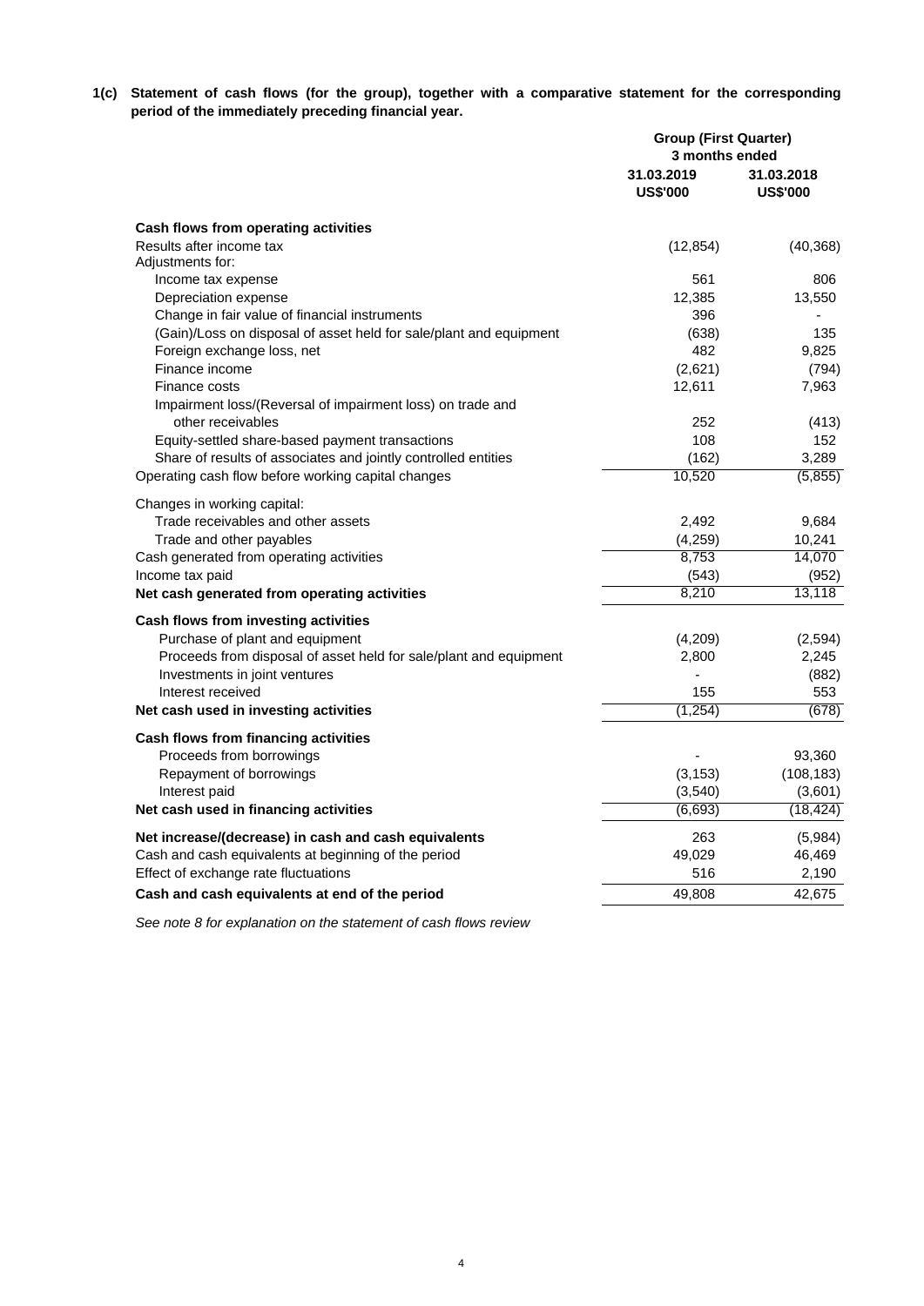**1(c) Statement of cash flows (for the group), together with a comparative statement for the corresponding period of the immediately preceding financial year.**

| | Group (First Quarter) 3 months ended | |
|---|---|---|
| | 31.03.2019 US$'000 | 31.03.2018 US$'000 |
| **Cash flows from operating activities** | | |
| Results after income tax | (12,854) | (40,368) |
| Adjustments for: | | |
| Income tax expense | 561 | 806 |
| Depreciation expense | 12,385 | 13,550 |
| Change in fair value of financial instruments | 396 | - |
| (Gain)/Loss on disposal of asset held for sale/plant and equipment | (638) | 135 |
| Foreign exchange loss, net | 482 | 9,825 |
| Finance income | (2,621) | (794) |
| Finance costs | 12,611 | 7,963 |
| Impairment loss/(Reversal of impairment loss) on trade and other receivables | 252 | (413) |
| Equity-settled share-based payment transactions | 108 | 152 |
| Share of results of associates and jointly controlled entities | (162) | 3,289 |
| Operating cash flow before working capital changes | 10,520 | (5,855) |
| Changes in working capital: | | |
| Trade receivables and other assets | 2,492 | 9,684 |
| Trade and other payables | (4,259) | 10,241 |
| Cash generated from operating activities | 8,753 | 14,070 |
| Income tax paid | (543) | (952) |
| **Net cash generated from operating activities** | 8,210 | 13,118 |
| **Cash flows from investing activities** | | |
| Purchase of plant and equipment | (4,209) | (2,594) |
| Proceeds from disposal of asset held for sale/plant and equipment | 2,800 | 2,245 |
| Investments in joint ventures | - | (882) |
| Interest received | 155 | 553 |
| **Net cash used in investing activities** | (1,254) | (678) |
| **Cash flows from financing activities** | | |
| Proceeds from borrowings | - | 93,360 |
| Repayment of borrowings | (3,153) | (108,183) |
| Interest paid | (3,540) | (3,601) |
| **Net cash used in financing activities** | (6,693) | (18,424) |
| **Net increase/(decrease) in cash and cash equivalents** | 263 | (5,984) |
| Cash and cash equivalents at beginning of the period | 49,029 | 46,469 |
| Effect of exchange rate fluctuations | 516 | 2,190 |
| **Cash and cash equivalents at end of the period** | 49,808 | 42,675 |

*See note 8 for explanation on the statement of cash flows review*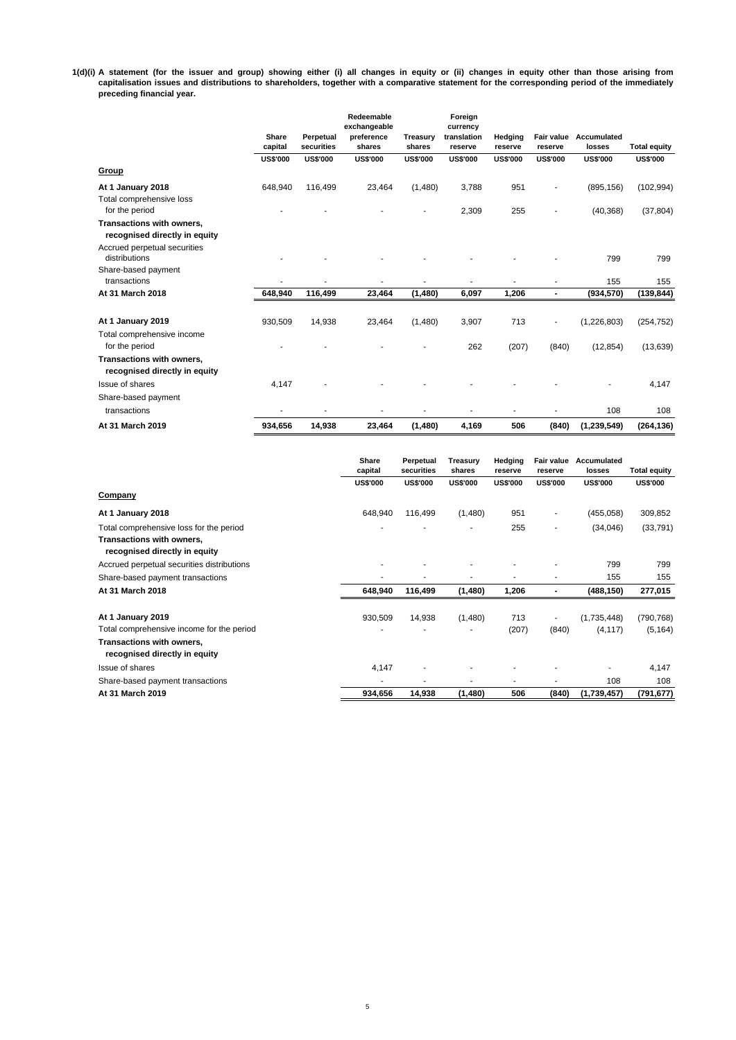**1(d)(i) A statement (for the issuer and group) showing either (i) all changes in equity or (ii) changes in equity other than those arising from capitalisation issues and distributions to shareholders, together with a comparative statement for the corresponding period of the immediately preceding financial year.**

| | Share capital | Perpetual securities | Redeemable exchangeable preference shares | Treasury shares | Foreign currency translation reserve | Hedging reserve | Fair value reserve | Accumulated losses | Total equity |
|---|---|---|---|---|---|---|---|---|---|
| | US$'000 | US$'000 | US$'000 | US$'000 | US$'000 | US$'000 | US$'000 | US$'000 | US$'000 |
| **Group** | | | | | | | | | |
| **At 1 January 2018** | 648,940 | 116,499 | 23,464 | (1,480) | 3,788 | 951 | - | (895,156) | (102,994) |
| Total comprehensive loss for the period | - | - | - | - | 2,309 | 255 | - | (40,368) | (37,804) |
| **Transactions with owners, recognised directly in equity** | | | | | | | | | |
| Accrued perpetual securities distributions | - | - | - | - | - | - | - | 799 | 799 |
| Share-based payment transactions | - | - | - | - | - | - | - | 155 | 155 |
| **At 31 March 2018** | **648,940** | **116,499** | **23,464** | **(1,480)** | **6,097** | **1,206** | **-** | **(934,570)** | **(139,844)** |
| | | | | | | | | | |
| **At 1 January 2019** | 930,509 | 14,938 | 23,464 | (1,480) | 3,907 | 713 | - | (1,226,803) | (254,752) |
| Total comprehensive income for the period | - | - | - | - | 262 | (207) | (840) | (12,854) | (13,639) |
| **Transactions with owners, recognised directly in equity** | | | | | | | | | |
| Issue of shares | 4,147 | - | - | - | - | - | - | - | 4,147 |
| Share-based payment transactions | - | - | - | - | - | - | - | 108 | 108 |
| **At 31 March 2019** | **934,656** | **14,938** | **23,464** | **(1,480)** | **4,169** | **506** | **(840)** | **(1,239,549)** | **(264,136)** |

| | Share capital | Perpetual securities | Treasury shares | Hedging reserve | Fair value reserve | Accumulated losses | Total equity |
|---|---|---|---|---|---|---|---|
| | US$'000 | US$'000 | US$'000 | US$'000 | US$'000 | US$'000 | US$'000 |
| **Company** | | | | | | | |
| **At 1 January 2018** | 648,940 | 116,499 | (1,480) | 951 | - | (455,058) | 309,852 |
| Total comprehensive loss for the period | - | - | - | 255 | - | (34,046) | (33,791) |
| **Transactions with owners, recognised directly in equity** | | | | | | | |
| Accrued perpetual securities distributions | - | - | - | - | - | 799 | 799 |
| Share-based payment transactions | - | - | - | - | - | 155 | 155 |
| **At 31 March 2018** | **648,940** | **116,499** | **(1,480)** | **1,206** | **-** | **(488,150)** | **277,015** |
| | | | | | | | |
| **At 1 January 2019** | 930,509 | 14,938 | (1,480) | 713 | - | (1,735,448) | (790,768) |
| Total comprehensive income for the period | - | - | - | (207) | (840) | (4,117) | (5,164) |
| **Transactions with owners, recognised directly in equity** | | | | | | | |
| Issue of shares | 4,147 | - | - | - | - | - | 4,147 |
| Share-based payment transactions | - | - | - | - | - | 108 | 108 |
| **At 31 March 2019** | **934,656** | **14,938** | **(1,480)** | **506** | **(840)** | **(1,739,457)** | **(791,677)** |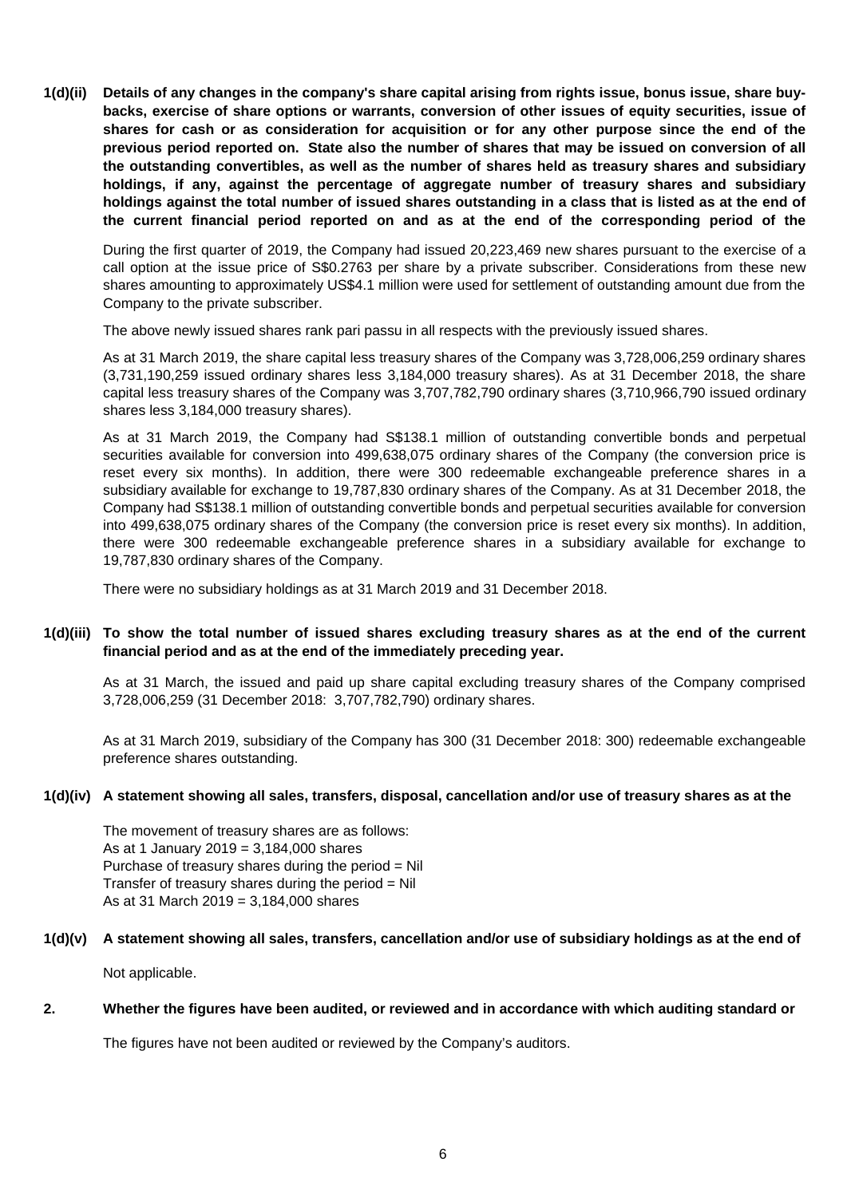**1(d)(ii) Details of any changes in the company's share capital arising from rights issue, bonus issue, share buy-backs, exercise of share options or warrants, conversion of other issues of equity securities, issue of shares for cash or as consideration for acquisition or for any other purpose since the end of the previous period reported on. State also the number of shares that may be issued on conversion of all the outstanding convertibles, as well as the number of shares held as treasury shares and subsidiary holdings, if any, against the percentage of aggregate number of treasury shares and subsidiary holdings against the total number of issued shares outstanding in a class that is listed as at the end of the current financial period reported on and as at the end of the corresponding period of the**

During the first quarter of 2019, the Company had issued 20,223,469 new shares pursuant to the exercise of a call option at the issue price of S$0.2763 per share by a private subscriber. Considerations from these new shares amounting to approximately US$4.1 million were used for settlement of outstanding amount due from the Company to the private subscriber.

The above newly issued shares rank pari passu in all respects with the previously issued shares.

As at 31 March 2019, the share capital less treasury shares of the Company was 3,728,006,259 ordinary shares (3,731,190,259 issued ordinary shares less 3,184,000 treasury shares). As at 31 December 2018, the share capital less treasury shares of the Company was 3,707,782,790 ordinary shares (3,710,966,790 issued ordinary shares less 3,184,000 treasury shares).

As at 31 March 2019, the Company had S$138.1 million of outstanding convertible bonds and perpetual securities available for conversion into 499,638,075 ordinary shares of the Company (the conversion price is reset every six months). In addition, there were 300 redeemable exchangeable preference shares in a subsidiary available for exchange to 19,787,830 ordinary shares of the Company. As at 31 December 2018, the Company had S$138.1 million of outstanding convertible bonds and perpetual securities available for conversion into 499,638,075 ordinary shares of the Company (the conversion price is reset every six months). In addition, there were 300 redeemable exchangeable preference shares in a subsidiary available for exchange to 19,787,830 ordinary shares of the Company.

There were no subsidiary holdings as at 31 March 2019 and 31 December 2018.

**1(d)(iii) To show the total number of issued shares excluding treasury shares as at the end of the current financial period and as at the end of the immediately preceding year.**

As at 31 March, the issued and paid up share capital excluding treasury shares of the Company comprised 3,728,006,259 (31 December 2018: 3,707,782,790) ordinary shares.

As at 31 March 2019, subsidiary of the Company has 300 (31 December 2018: 300) redeemable exchangeable preference shares outstanding.

**1(d)(iv) A statement showing all sales, transfers, disposal, cancellation and/or use of treasury shares as at the**

The movement of treasury shares are as follows:
As at 1 January 2019 = 3,184,000 shares
Purchase of treasury shares during the period = Nil
Transfer of treasury shares during the period = Nil
As at 31 March 2019 = 3,184,000 shares

**1(d)(v) A statement showing all sales, transfers, cancellation and/or use of subsidiary holdings as at the end of**

Not applicable.

**2. Whether the figures have been audited, or reviewed and in accordance with which auditing standard or**

The figures have not been audited or reviewed by the Company's auditors.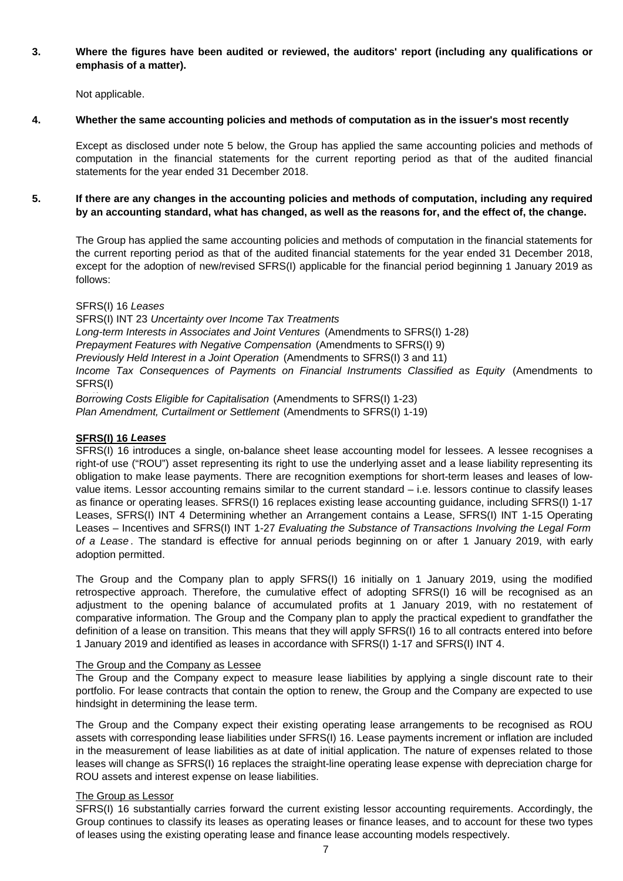**3. Where the figures have been audited or reviewed, the auditors' report (including any qualifications or emphasis of a matter).**

Not applicable.

**4. Whether the same accounting policies and methods of computation as in the issuer's most recently**

Except as disclosed under note 5 below, the Group has applied the same accounting policies and methods of computation in the financial statements for the current reporting period as that of the audited financial statements for the year ended 31 December 2018.

**5. If there are any changes in the accounting policies and methods of computation, including any required by an accounting standard, what has changed, as well as the reasons for, and the effect of, the change.**

The Group has applied the same accounting policies and methods of computation in the financial statements for the current reporting period as that of the audited financial statements for the year ended 31 December 2018, except for the adoption of new/revised SFRS(I) applicable for the financial period beginning 1 January 2019 as follows:

SFRS(I) 16 *Leases*
SFRS(I) INT 23 *Uncertainty over Income Tax Treatments*
*Long-term Interests in Associates and Joint Ventures* (Amendments to SFRS(I) 1-28)
*Prepayment Features with Negative Compensation* (Amendments to SFRS(I) 9)
*Previously Held Interest in a Joint Operation* (Amendments to SFRS(I) 3 and 11)
*Income Tax Consequences of Payments on Financial Instruments Classified as Equity* (Amendments to SFRS(I)
*Borrowing Costs Eligible for Capitalisation* (Amendments to SFRS(I) 1-23)
*Plan Amendment, Curtailment or Settlement* (Amendments to SFRS(I) 1-19)

**SFRS(I) 16 *Leases***

SFRS(I) 16 introduces a single, on-balance sheet lease accounting model for lessees. A lessee recognises a right-of use ("ROU") asset representing its right to use the underlying asset and a lease liability representing its obligation to make lease payments. There are recognition exemptions for short-term leases and leases of low-value items. Lessor accounting remains similar to the current standard – i.e. lessors continue to classify leases as finance or operating leases. SFRS(I) 16 replaces existing lease accounting guidance, including SFRS(I) 1-17 Leases, SFRS(I) INT 4 Determining whether an Arrangement contains a Lease, SFRS(I) INT 1-15 Operating Leases – Incentives and SFRS(I) INT 1-27 *Evaluating the Substance of Transactions Involving the Legal Form of a Lease*. The standard is effective for annual periods beginning on or after 1 January 2019, with early adoption permitted.

The Group and the Company plan to apply SFRS(I) 16 initially on 1 January 2019, using the modified retrospective approach. Therefore, the cumulative effect of adopting SFRS(I) 16 will be recognised as an adjustment to the opening balance of accumulated profits at 1 January 2019, with no restatement of comparative information. The Group and the Company plan to apply the practical expedient to grandfather the definition of a lease on transition. This means that they will apply SFRS(I) 16 to all contracts entered into before 1 January 2019 and identified as leases in accordance with SFRS(I) 1-17 and SFRS(I) INT 4.

The Group and the Company as Lessee

The Group and the Company expect to measure lease liabilities by applying a single discount rate to their portfolio. For lease contracts that contain the option to renew, the Group and the Company are expected to use hindsight in determining the lease term.

The Group and the Company expect their existing operating lease arrangements to be recognised as ROU assets with corresponding lease liabilities under SFRS(I) 16. Lease payments increment or inflation are included in the measurement of lease liabilities as at date of initial application. The nature of expenses related to those leases will change as SFRS(I) 16 replaces the straight-line operating lease expense with depreciation charge for ROU assets and interest expense on lease liabilities.

The Group as Lessor

SFRS(I) 16 substantially carries forward the current existing lessor accounting requirements. Accordingly, the Group continues to classify its leases as operating leases or finance leases, and to account for these two types of leases using the existing operating lease and finance lease accounting models respectively.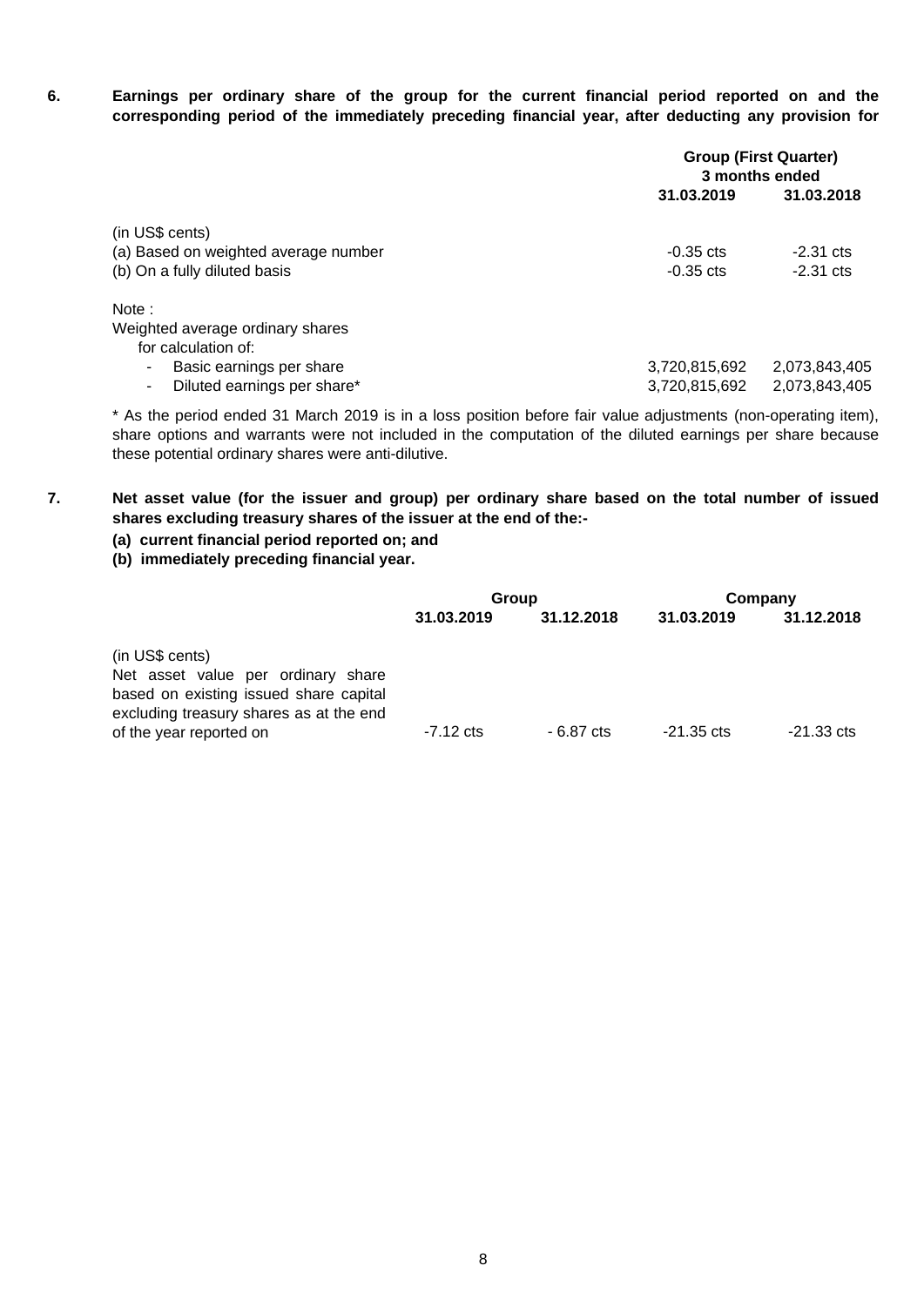**6. Earnings per ordinary share of the group for the current financial period reported on and the corresponding period of the immediately preceding financial year, after deducting any provision for**

| | Group (First Quarter) 3 months ended | |
|---|---|---|
| | **31.03.2019** | **31.03.2018** |
| (in US$ cents) | | |
| (a) Based on weighted average number | -0.35 cts | -2.31 cts |
| (b) On a fully diluted basis | -0.35 cts | -2.31 cts |
| Note : | | |
| Weighted average ordinary shares for calculation of: | | |
| - Basic earnings per share | 3,720,815,692 | 2,073,843,405 |
| - Diluted earnings per share* | 3,720,815,692 | 2,073,843,405 |

* As the period ended 31 March 2019 is in a loss position before fair value adjustments (non-operating item), share options and warrants were not included in the computation of the diluted earnings per share because these potential ordinary shares were anti-dilutive.

**7. Net asset value (for the issuer and group) per ordinary share based on the total number of issued shares excluding treasury shares of the issuer at the end of the:-**

**(a) current financial period reported on; and**

**(b) immediately preceding financial year.**

| | Group | | Company | |
|---|---|---|---|---|
| | **31.03.2019** | **31.12.2018** | **31.03.2019** | **31.12.2018** |
| (in US$ cents) | | | | |
| Net asset value per ordinary share based on existing issued share capital excluding treasury shares as at the end of the year reported on | -7.12 cts | - 6.87 cts | -21.35 cts | -21.33 cts |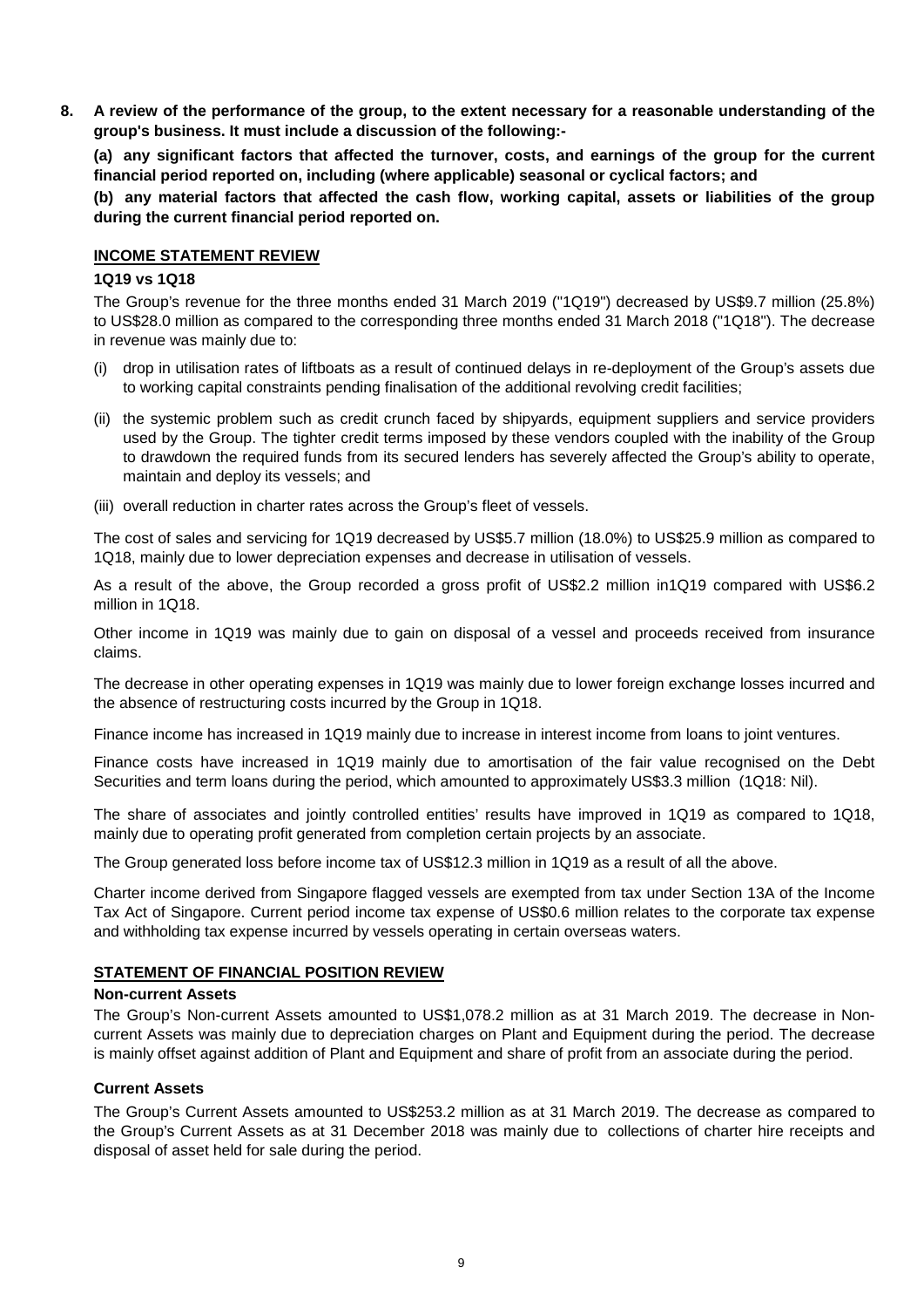**8. A review of the performance of the group, to the extent necessary for a reasonable understanding of the group's business. It must include a discussion of the following:-**

**(a) any significant factors that affected the turnover, costs, and earnings of the group for the current financial period reported on, including (where applicable) seasonal or cyclical factors; and**

**(b) any material factors that affected the cash flow, working capital, assets or liabilities of the group during the current financial period reported on.**

## INCOME STATEMENT REVIEW

### 1Q19 vs 1Q18

The Group's revenue for the three months ended 31 March 2019 ("1Q19") decreased by US$9.7 million (25.8%) to US$28.0 million as compared to the corresponding three months ended 31 March 2018 ("1Q18"). The decrease in revenue was mainly due to:

(i) drop in utilisation rates of liftboats as a result of continued delays in re-deployment of the Group's assets due to working capital constraints pending finalisation of the additional revolving credit facilities;

(ii) the systemic problem such as credit crunch faced by shipyards, equipment suppliers and service providers used by the Group. The tighter credit terms imposed by these vendors coupled with the inability of the Group to drawdown the required funds from its secured lenders has severely affected the Group's ability to operate, maintain and deploy its vessels; and

(iii) overall reduction in charter rates across the Group's fleet of vessels.

The cost of sales and servicing for 1Q19 decreased by US$5.7 million (18.0%) to US$25.9 million as compared to 1Q18, mainly due to lower depreciation expenses and decrease in utilisation of vessels.

As a result of the above, the Group recorded a gross profit of US$2.2 million in1Q19 compared with US$6.2 million in 1Q18.

Other income in 1Q19 was mainly due to gain on disposal of a vessel and proceeds received from insurance claims.

The decrease in other operating expenses in 1Q19 was mainly due to lower foreign exchange losses incurred and the absence of restructuring costs incurred by the Group in 1Q18.

Finance income has increased in 1Q19 mainly due to increase in interest income from loans to joint ventures.

Finance costs have increased in 1Q19 mainly due to amortisation of the fair value recognised on the Debt Securities and term loans during the period, which amounted to approximately US$3.3 million (1Q18: Nil).

The share of associates and jointly controlled entities' results have improved in 1Q19 as compared to 1Q18, mainly due to operating profit generated from completion certain projects by an associate.

The Group generated loss before income tax of US$12.3 million in 1Q19 as a result of all the above.

Charter income derived from Singapore flagged vessels are exempted from tax under Section 13A of the Income Tax Act of Singapore. Current period income tax expense of US$0.6 million relates to the corporate tax expense and withholding tax expense incurred by vessels operating in certain overseas waters.

## STATEMENT OF FINANCIAL POSITION REVIEW

### Non-current Assets

The Group's Non-current Assets amounted to US$1,078.2 million as at 31 March 2019. The decrease in Non-current Assets was mainly due to depreciation charges on Plant and Equipment during the period. The decrease is mainly offset against addition of Plant and Equipment and share of profit from an associate during the period.

### Current Assets

The Group's Current Assets amounted to US$253.2 million as at 31 March 2019. The decrease as compared to the Group's Current Assets as at 31 December 2018 was mainly due to collections of charter hire receipts and disposal of asset held for sale during the period.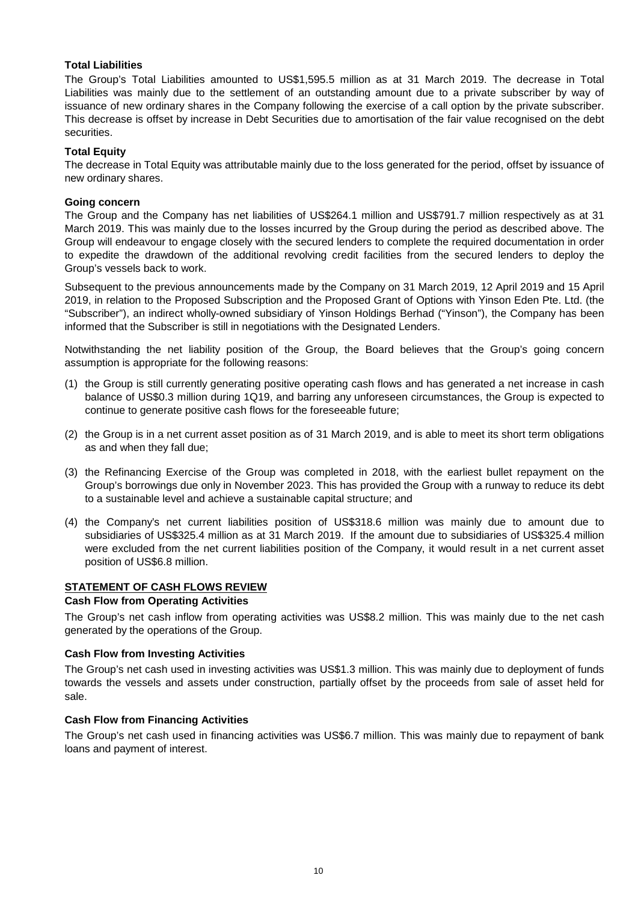**Total Liabilities**

The Group's Total Liabilities amounted to US$1,595.5 million as at 31 March 2019. The decrease in Total Liabilities was mainly due to the settlement of an outstanding amount due to a private subscriber by way of issuance of new ordinary shares in the Company following the exercise of a call option by the private subscriber. This decrease is offset by increase in Debt Securities due to amortisation of the fair value recognised on the debt securities.

**Total Equity**

The decrease in Total Equity was attributable mainly due to the loss generated for the period, offset by issuance of new ordinary shares.

**Going concern**

The Group and the Company has net liabilities of US$264.1 million and US$791.7 million respectively as at 31 March 2019. This was mainly due to the losses incurred by the Group during the period as described above. The Group will endeavour to engage closely with the secured lenders to complete the required documentation in order to expedite the drawdown of the additional revolving credit facilities from the secured lenders to deploy the Group's vessels back to work.

Subsequent to the previous announcements made by the Company on 31 March 2019, 12 April 2019 and 15 April 2019, in relation to the Proposed Subscription and the Proposed Grant of Options with Yinson Eden Pte. Ltd. (the "Subscriber"), an indirect wholly-owned subsidiary of Yinson Holdings Berhad ("Yinson"), the Company has been informed that the Subscriber is still in negotiations with the Designated Lenders.

Notwithstanding the net liability position of the Group, the Board believes that the Group's going concern assumption is appropriate for the following reasons:

(1) the Group is still currently generating positive operating cash flows and has generated a net increase in cash balance of US$0.3 million during 1Q19, and barring any unforeseen circumstances, the Group is expected to continue to generate positive cash flows for the foreseeable future;

(2) the Group is in a net current asset position as of 31 March 2019, and is able to meet its short term obligations as and when they fall due;

(3) the Refinancing Exercise of the Group was completed in 2018, with the earliest bullet repayment on the Group's borrowings due only in November 2023. This has provided the Group with a runway to reduce its debt to a sustainable level and achieve a sustainable capital structure; and

(4) the Company's net current liabilities position of US$318.6 million was mainly due to amount due to subsidiaries of US$325.4 million as at 31 March 2019. If the amount due to subsidiaries of US$325.4 million were excluded from the net current liabilities position of the Company, it would result in a net current asset position of US$6.8 million.

**STATEMENT OF CASH FLOWS REVIEW**

**Cash Flow from Operating Activities**

The Group's net cash inflow from operating activities was US$8.2 million. This was mainly due to the net cash generated by the operations of the Group.

**Cash Flow from Investing Activities**

The Group's net cash used in investing activities was US$1.3 million. This was mainly due to deployment of funds towards the vessels and assets under construction, partially offset by the proceeds from sale of asset held for sale.

**Cash Flow from Financing Activities**

The Group's net cash used in financing activities was US$6.7 million. This was mainly due to repayment of bank loans and payment of interest.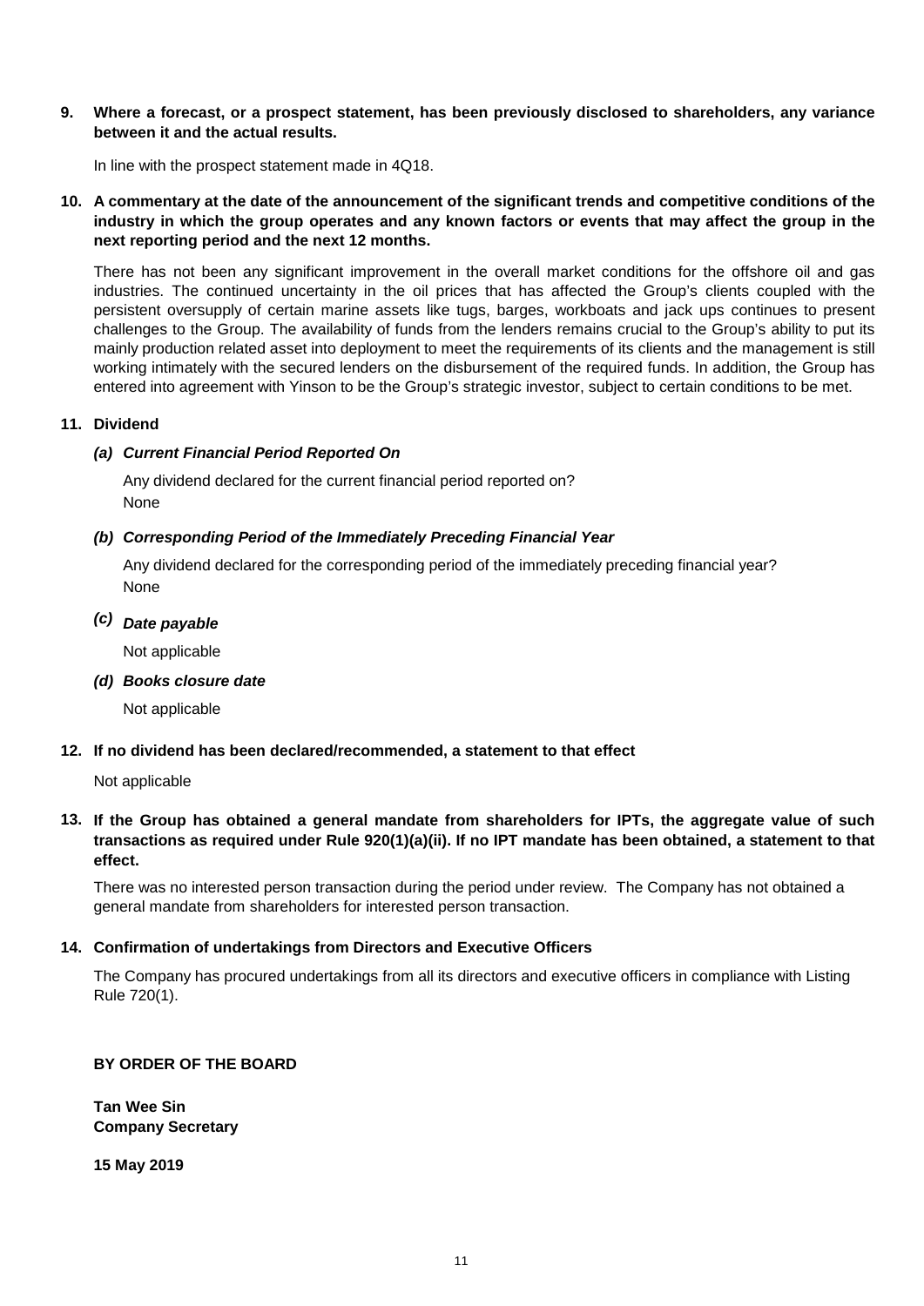**9. Where a forecast, or a prospect statement, has been previously disclosed to shareholders, any variance between it and the actual results.**

In line with the prospect statement made in 4Q18.

**10. A commentary at the date of the announcement of the significant trends and competitive conditions of the industry in which the group operates and any known factors or events that may affect the group in the next reporting period and the next 12 months.**

There has not been any significant improvement in the overall market conditions for the offshore oil and gas industries. The continued uncertainty in the oil prices that has affected the Group's clients coupled with the persistent oversupply of certain marine assets like tugs, barges, workboats and jack ups continues to present challenges to the Group. The availability of funds from the lenders remains crucial to the Group's ability to put its mainly production related asset into deployment to meet the requirements of its clients and the management is still working intimately with the secured lenders on the disbursement of the required funds. In addition, the Group has entered into agreement with Yinson to be the Group's strategic investor, subject to certain conditions to be met.

**11. Dividend**

***(a) Current Financial Period Reported On***

Any dividend declared for the current financial period reported on?
None

***(b) Corresponding Period of the Immediately Preceding Financial Year***

Any dividend declared for the corresponding period of the immediately preceding financial year?
None

***(c) Date payable***

Not applicable

***(d) Books closure date***

Not applicable

**12. If no dividend has been declared/recommended, a statement to that effect**

Not applicable

**13. If the Group has obtained a general mandate from shareholders for IPTs, the aggregate value of such transactions as required under Rule 920(1)(a)(ii). If no IPT mandate has been obtained, a statement to that effect.**

There was no interested person transaction during the period under review. The Company has not obtained a general mandate from shareholders for interested person transaction.

**14. Confirmation of undertakings from Directors and Executive Officers**

The Company has procured undertakings from all its directors and executive officers in compliance with Listing Rule 720(1).

**BY ORDER OF THE BOARD**

**Tan Wee Sin**
**Company Secretary**

**15 May 2019**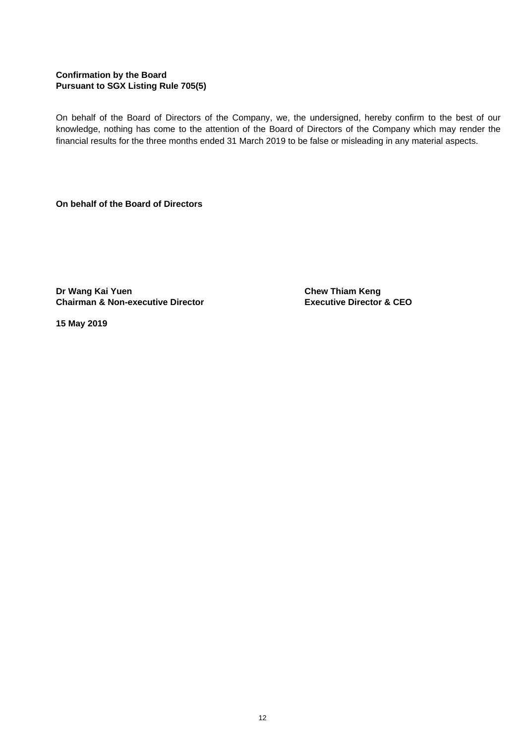**Confirmation by the Board**
**Pursuant to SGX Listing Rule 705(5)**

On behalf of the Board of Directors of the Company, we, the undersigned, hereby confirm to the best of our knowledge, nothing has come to the attention of the Board of Directors of the Company which may render the financial results for the three months ended 31 March 2019 to be false or misleading in any material aspects.

**On behalf of the Board of Directors**

**Dr Wang Kai Yuen**
**Chairman & Non-executive Director**

**Chew Thiam Keng**
**Executive Director & CEO**

**15 May 2019**